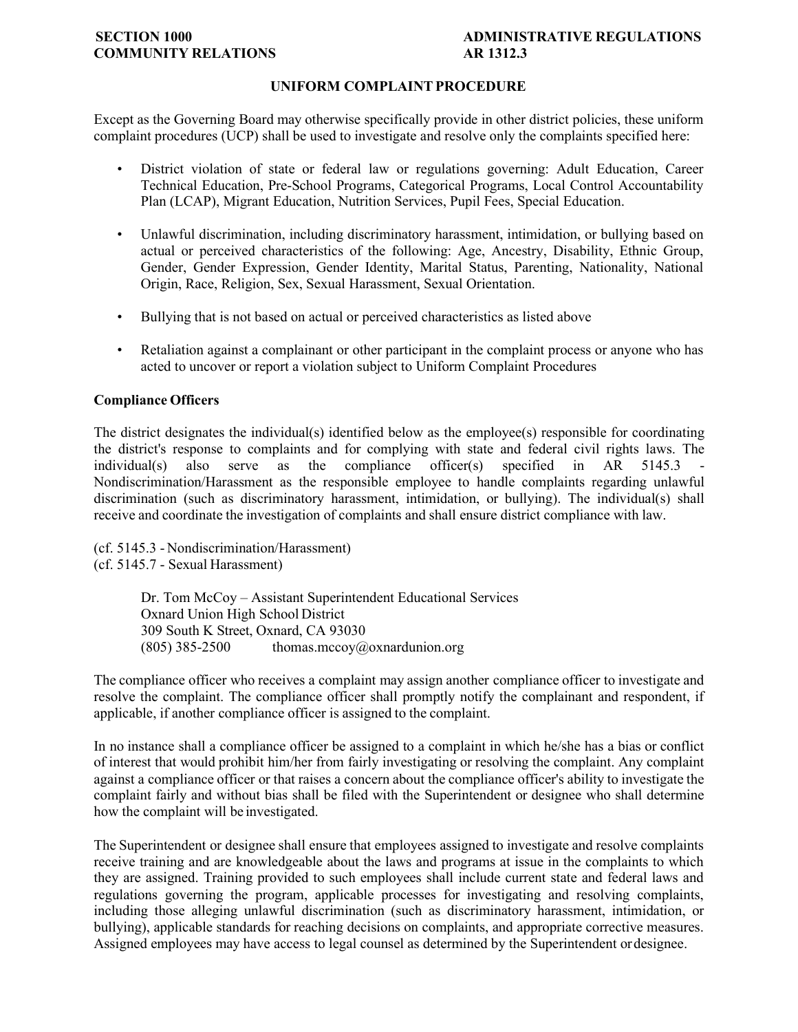**SECTION 1000**
**COMMUNITY RELATIONS**

**ADMINISTRATIVE REGULATIONS**
**AR 1312.3**

# UNIFORM COMPLAINT PROCEDURE

Except as the Governing Board may otherwise specifically provide in other district policies, these uniform complaint procedures (UCP) shall be used to investigate and resolve only the complaints specified here:

- District violation of state or federal law or regulations governing: Adult Education, Career Technical Education, Pre-School Programs, Categorical Programs, Local Control Accountability Plan (LCAP), Migrant Education, Nutrition Services, Pupil Fees, Special Education.
- Unlawful discrimination, including discriminatory harassment, intimidation, or bullying based on actual or perceived characteristics of the following: Age, Ancestry, Disability, Ethnic Group, Gender, Gender Expression, Gender Identity, Marital Status, Parenting, Nationality, National Origin, Race, Religion, Sex, Sexual Harassment, Sexual Orientation.
- Bullying that is not based on actual or perceived characteristics as listed above
- Retaliation against a complainant or other participant in the complaint process or anyone who has acted to uncover or report a violation subject to Uniform Complaint Procedures

**Compliance Officers**

The district designates the individual(s) identified below as the employee(s) responsible for coordinating the district's response to complaints and for complying with state and federal civil rights laws. The individual(s) also serve as the compliance officer(s) specified in AR 5145.3 - Nondiscrimination/Harassment as the responsible employee to handle complaints regarding unlawful discrimination (such as discriminatory harassment, intimidation, or bullying). The individual(s) shall receive and coordinate the investigation of complaints and shall ensure district compliance with law.

(cf. 5145.3 - Nondiscrimination/Harassment)
(cf. 5145.7 - Sexual Harassment)

Dr. Tom McCoy – Assistant Superintendent Educational Services
Oxnard Union High School District
309 South K Street, Oxnard, CA 93030
(805) 385-2500 thomas.mccoy@oxnardunion.org

The compliance officer who receives a complaint may assign another compliance officer to investigate and resolve the complaint. The compliance officer shall promptly notify the complainant and respondent, if applicable, if another compliance officer is assigned to the complaint.

In no instance shall a compliance officer be assigned to a complaint in which he/she has a bias or conflict of interest that would prohibit him/her from fairly investigating or resolving the complaint. Any complaint against a compliance officer or that raises a concern about the compliance officer's ability to investigate the complaint fairly and without bias shall be filed with the Superintendent or designee who shall determine how the complaint will be investigated.

The Superintendent or designee shall ensure that employees assigned to investigate and resolve complaints receive training and are knowledgeable about the laws and programs at issue in the complaints to which they are assigned. Training provided to such employees shall include current state and federal laws and regulations governing the program, applicable processes for investigating and resolving complaints, including those alleging unlawful discrimination (such as discriminatory harassment, intimidation, or bullying), applicable standards for reaching decisions on complaints, and appropriate corrective measures. Assigned employees may have access to legal counsel as determined by the Superintendent or designee.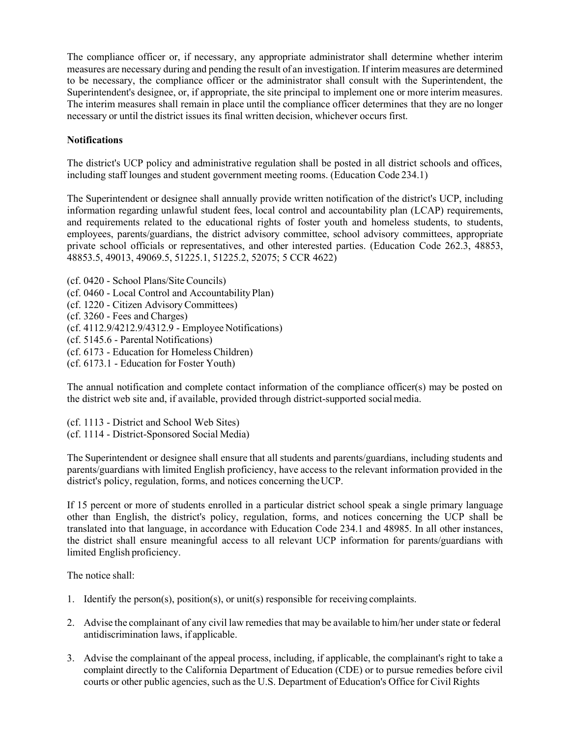The compliance officer or, if necessary, any appropriate administrator shall determine whether interim measures are necessary during and pending the result of an investigation. If interim measures are determined to be necessary, the compliance officer or the administrator shall consult with the Superintendent, the Superintendent's designee, or, if appropriate, the site principal to implement one or more interim measures. The interim measures shall remain in place until the compliance officer determines that they are no longer necessary or until the district issues its final written decision, whichever occurs first.

**Notifications**

The district's UCP policy and administrative regulation shall be posted in all district schools and offices, including staff lounges and student government meeting rooms. (Education Code 234.1)

The Superintendent or designee shall annually provide written notification of the district's UCP, including information regarding unlawful student fees, local control and accountability plan (LCAP) requirements, and requirements related to the educational rights of foster youth and homeless students, to students, employees, parents/guardians, the district advisory committee, school advisory committees, appropriate private school officials or representatives, and other interested parties. (Education Code 262.3, 48853, 48853.5, 49013, 49069.5, 51225.1, 51225.2, 52075; 5 CCR 4622)

(cf. 0420 - School Plans/Site Councils)
(cf. 0460 - Local Control and Accountability Plan)
(cf. 1220 - Citizen Advisory Committees)
(cf. 3260 - Fees and Charges)
(cf. 4112.9/4212.9/4312.9 - Employee Notifications)
(cf. 5145.6 - Parental Notifications)
(cf. 6173 - Education for Homeless Children)
(cf. 6173.1 - Education for Foster Youth)

The annual notification and complete contact information of the compliance officer(s) may be posted on the district web site and, if available, provided through district-supported social media.

(cf. 1113 - District and School Web Sites)
(cf. 1114 - District-Sponsored Social Media)

The Superintendent or designee shall ensure that all students and parents/guardians, including students and parents/guardians with limited English proficiency, have access to the relevant information provided in the district's policy, regulation, forms, and notices concerning the UCP.

If 15 percent or more of students enrolled in a particular district school speak a single primary language other than English, the district's policy, regulation, forms, and notices concerning the UCP shall be translated into that language, in accordance with Education Code 234.1 and 48985. In all other instances, the district shall ensure meaningful access to all relevant UCP information for parents/guardians with limited English proficiency.

The notice shall:

1. Identify the person(s), position(s), or unit(s) responsible for receiving complaints.

2. Advise the complainant of any civil law remedies that may be available to him/her under state or federal antidiscrimination laws, if applicable.

3. Advise the complainant of the appeal process, including, if applicable, the complainant's right to take a complaint directly to the California Department of Education (CDE) or to pursue remedies before civil courts or other public agencies, such as the U.S. Department of Education's Office for Civil Rights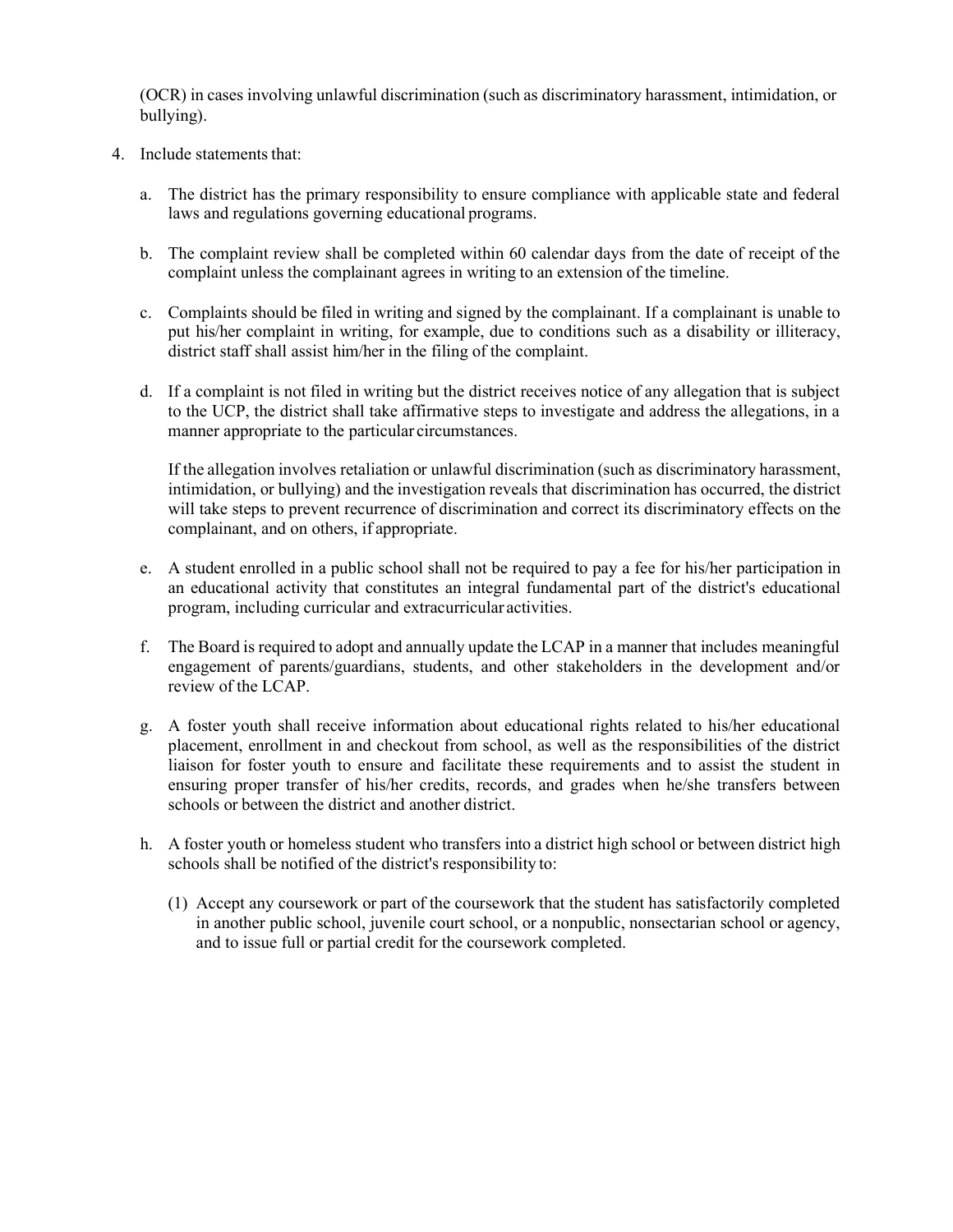(OCR) in cases involving unlawful discrimination (such as discriminatory harassment, intimidation, or bullying).

4. Include statements that:

   a. The district has the primary responsibility to ensure compliance with applicable state and federal laws and regulations governing educational programs.

   b. The complaint review shall be completed within 60 calendar days from the date of receipt of the complaint unless the complainant agrees in writing to an extension of the timeline.

   c. Complaints should be filed in writing and signed by the complainant. If a complainant is unable to put his/her complaint in writing, for example, due to conditions such as a disability or illiteracy, district staff shall assist him/her in the filing of the complaint.

   d. If a complaint is not filed in writing but the district receives notice of any allegation that is subject to the UCP, the district shall take affirmative steps to investigate and address the allegations, in a manner appropriate to the particular circumstances.

      If the allegation involves retaliation or unlawful discrimination (such as discriminatory harassment, intimidation, or bullying) and the investigation reveals that discrimination has occurred, the district will take steps to prevent recurrence of discrimination and correct its discriminatory effects on the complainant, and on others, if appropriate.

   e. A student enrolled in a public school shall not be required to pay a fee for his/her participation in an educational activity that constitutes an integral fundamental part of the district's educational program, including curricular and extracurricular activities.

   f. The Board is required to adopt and annually update the LCAP in a manner that includes meaningful engagement of parents/guardians, students, and other stakeholders in the development and/or review of the LCAP.

   g. A foster youth shall receive information about educational rights related to his/her educational placement, enrollment in and checkout from school, as well as the responsibilities of the district liaison for foster youth to ensure and facilitate these requirements and to assist the student in ensuring proper transfer of his/her credits, records, and grades when he/she transfers between schools or between the district and another district.

   h. A foster youth or homeless student who transfers into a district high school or between district high schools shall be notified of the district's responsibility to:

      (1) Accept any coursework or part of the coursework that the student has satisfactorily completed in another public school, juvenile court school, or a nonpublic, nonsectarian school or agency, and to issue full or partial credit for the coursework completed.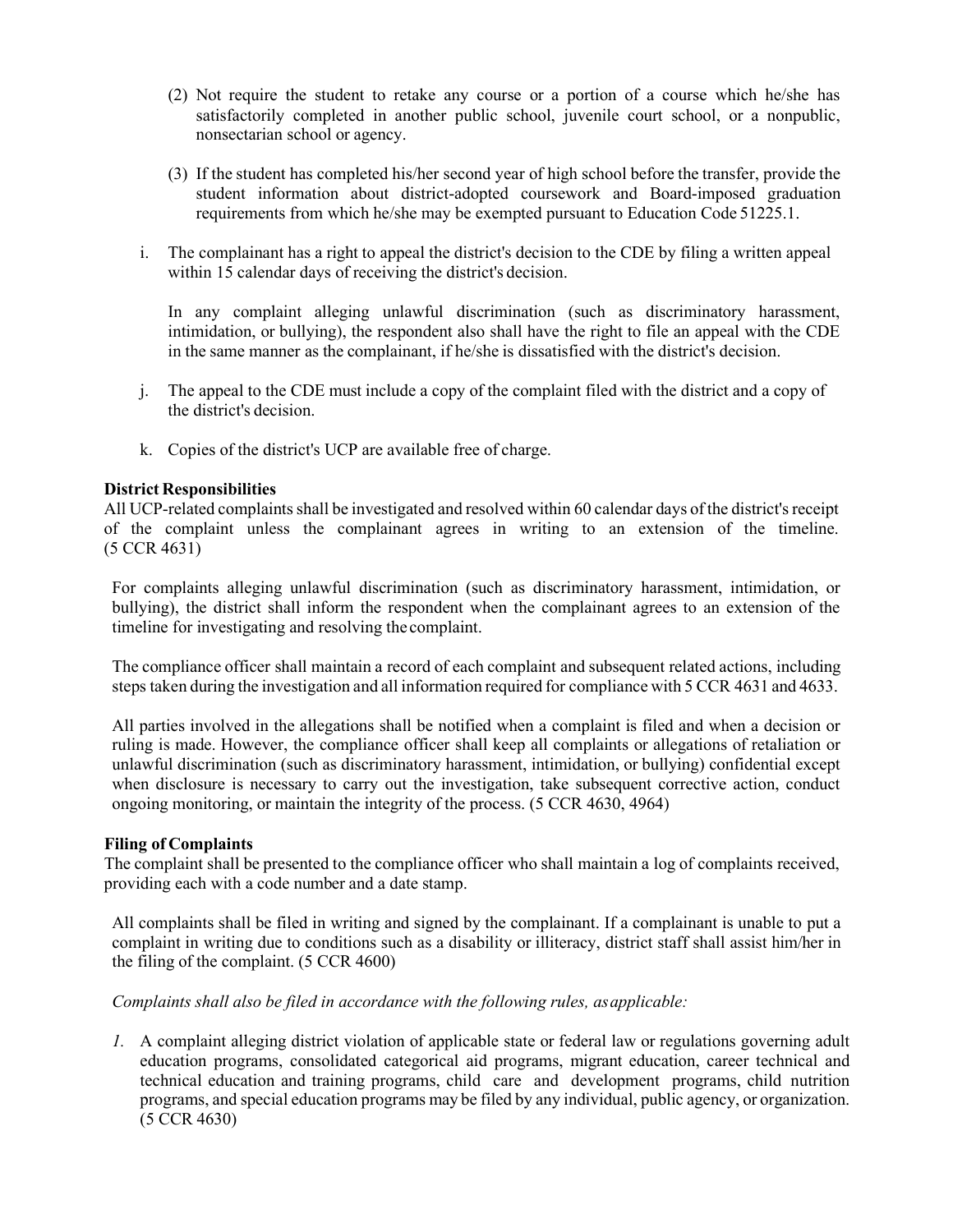(2) Not require the student to retake any course or a portion of a course which he/she has satisfactorily completed in another public school, juvenile court school, or a nonpublic, nonsectarian school or agency.

(3) If the student has completed his/her second year of high school before the transfer, provide the student information about district-adopted coursework and Board-imposed graduation requirements from which he/she may be exempted pursuant to Education Code 51225.1.

i. The complainant has a right to appeal the district's decision to the CDE by filing a written appeal within 15 calendar days of receiving the district's decision.

   In any complaint alleging unlawful discrimination (such as discriminatory harassment, intimidation, or bullying), the respondent also shall have the right to file an appeal with the CDE in the same manner as the complainant, if he/she is dissatisfied with the district's decision.

j. The appeal to the CDE must include a copy of the complaint filed with the district and a copy of the district's decision.

k. Copies of the district's UCP are available free of charge.

**District Responsibilities**

All UCP-related complaints shall be investigated and resolved within 60 calendar days of the district's receipt of the complaint unless the complainant agrees in writing to an extension of the timeline. (5 CCR 4631)

For complaints alleging unlawful discrimination (such as discriminatory harassment, intimidation, or bullying), the district shall inform the respondent when the complainant agrees to an extension of the timeline for investigating and resolving the complaint.

The compliance officer shall maintain a record of each complaint and subsequent related actions, including steps taken during the investigation and all information required for compliance with 5 CCR 4631 and 4633.

All parties involved in the allegations shall be notified when a complaint is filed and when a decision or ruling is made. However, the compliance officer shall keep all complaints or allegations of retaliation or unlawful discrimination (such as discriminatory harassment, intimidation, or bullying) confidential except when disclosure is necessary to carry out the investigation, take subsequent corrective action, conduct ongoing monitoring, or maintain the integrity of the process. (5 CCR 4630, 4964)

**Filing of Complaints**

The complaint shall be presented to the compliance officer who shall maintain a log of complaints received, providing each with a code number and a date stamp.

All complaints shall be filed in writing and signed by the complainant. If a complainant is unable to put a complaint in writing due to conditions such as a disability or illiteracy, district staff shall assist him/her in the filing of the complaint. (5 CCR 4600)

*Complaints shall also be filed in accordance with the following rules, as applicable:*

1. A complaint alleging district violation of applicable state or federal law or regulations governing adult education programs, consolidated categorical aid programs, migrant education, career technical and technical education and training programs, child care and development programs, child nutrition programs, and special education programs may be filed by any individual, public agency, or organization. (5 CCR 4630)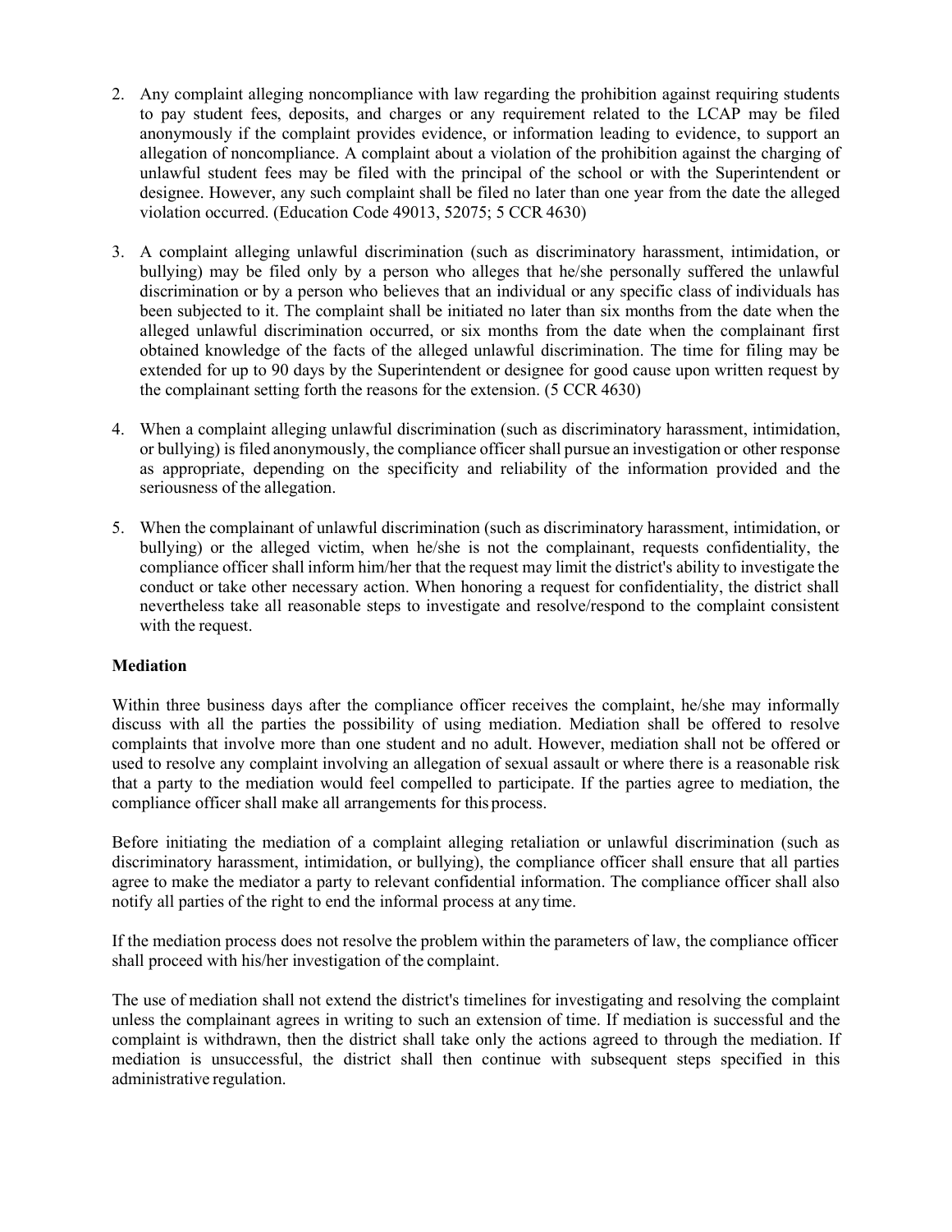2. Any complaint alleging noncompliance with law regarding the prohibition against requiring students to pay student fees, deposits, and charges or any requirement related to the LCAP may be filed anonymously if the complaint provides evidence, or information leading to evidence, to support an allegation of noncompliance. A complaint about a violation of the prohibition against the charging of unlawful student fees may be filed with the principal of the school or with the Superintendent or designee. However, any such complaint shall be filed no later than one year from the date the alleged violation occurred. (Education Code 49013, 52075; 5 CCR 4630)

3. A complaint alleging unlawful discrimination (such as discriminatory harassment, intimidation, or bullying) may be filed only by a person who alleges that he/she personally suffered the unlawful discrimination or by a person who believes that an individual or any specific class of individuals has been subjected to it. The complaint shall be initiated no later than six months from the date when the alleged unlawful discrimination occurred, or six months from the date when the complainant first obtained knowledge of the facts of the alleged unlawful discrimination. The time for filing may be extended for up to 90 days by the Superintendent or designee for good cause upon written request by the complainant setting forth the reasons for the extension. (5 CCR 4630)

4. When a complaint alleging unlawful discrimination (such as discriminatory harassment, intimidation, or bullying) is filed anonymously, the compliance officer shall pursue an investigation or other response as appropriate, depending on the specificity and reliability of the information provided and the seriousness of the allegation.

5. When the complainant of unlawful discrimination (such as discriminatory harassment, intimidation, or bullying) or the alleged victim, when he/she is not the complainant, requests confidentiality, the compliance officer shall inform him/her that the request may limit the district's ability to investigate the conduct or take other necessary action. When honoring a request for confidentiality, the district shall nevertheless take all reasonable steps to investigate and resolve/respond to the complaint consistent with the request.

**Mediation**

Within three business days after the compliance officer receives the complaint, he/she may informally discuss with all the parties the possibility of using mediation. Mediation shall be offered to resolve complaints that involve more than one student and no adult. However, mediation shall not be offered or used to resolve any complaint involving an allegation of sexual assault or where there is a reasonable risk that a party to the mediation would feel compelled to participate. If the parties agree to mediation, the compliance officer shall make all arrangements for this process.

Before initiating the mediation of a complaint alleging retaliation or unlawful discrimination (such as discriminatory harassment, intimidation, or bullying), the compliance officer shall ensure that all parties agree to make the mediator a party to relevant confidential information. The compliance officer shall also notify all parties of the right to end the informal process at any time.

If the mediation process does not resolve the problem within the parameters of law, the compliance officer shall proceed with his/her investigation of the complaint.

The use of mediation shall not extend the district's timelines for investigating and resolving the complaint unless the complainant agrees in writing to such an extension of time. If mediation is successful and the complaint is withdrawn, then the district shall take only the actions agreed to through the mediation. If mediation is unsuccessful, the district shall then continue with subsequent steps specified in this administrative regulation.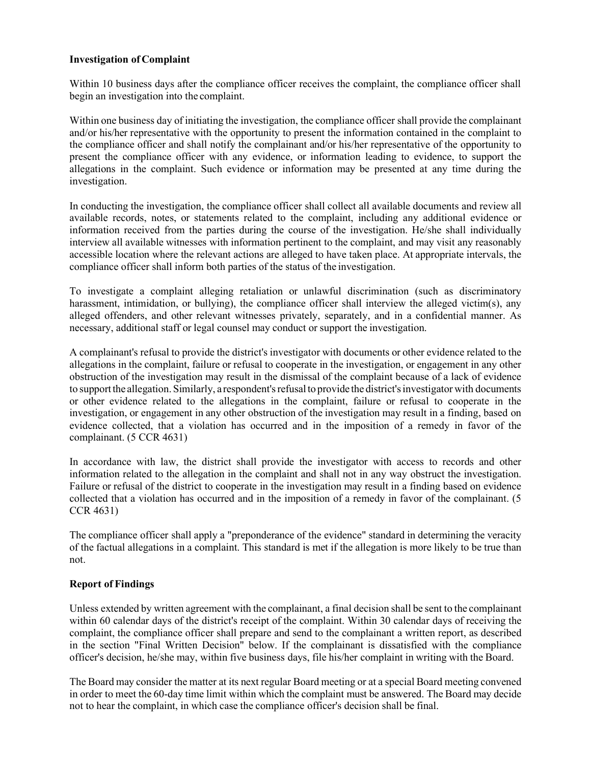**Investigation of Complaint**

Within 10 business days after the compliance officer receives the complaint, the compliance officer shall begin an investigation into the complaint.

Within one business day of initiating the investigation, the compliance officer shall provide the complainant and/or his/her representative with the opportunity to present the information contained in the complaint to the compliance officer and shall notify the complainant and/or his/her representative of the opportunity to present the compliance officer with any evidence, or information leading to evidence, to support the allegations in the complaint. Such evidence or information may be presented at any time during the investigation.

In conducting the investigation, the compliance officer shall collect all available documents and review all available records, notes, or statements related to the complaint, including any additional evidence or information received from the parties during the course of the investigation. He/she shall individually interview all available witnesses with information pertinent to the complaint, and may visit any reasonably accessible location where the relevant actions are alleged to have taken place. At appropriate intervals, the compliance officer shall inform both parties of the status of the investigation.

To investigate a complaint alleging retaliation or unlawful discrimination (such as discriminatory harassment, intimidation, or bullying), the compliance officer shall interview the alleged victim(s), any alleged offenders, and other relevant witnesses privately, separately, and in a confidential manner. As necessary, additional staff or legal counsel may conduct or support the investigation.

A complainant's refusal to provide the district's investigator with documents or other evidence related to the allegations in the complaint, failure or refusal to cooperate in the investigation, or engagement in any other obstruction of the investigation may result in the dismissal of the complaint because of a lack of evidence to support the allegation. Similarly, a respondent's refusal to provide the district's investigator with documents or other evidence related to the allegations in the complaint, failure or refusal to cooperate in the investigation, or engagement in any other obstruction of the investigation may result in a finding, based on evidence collected, that a violation has occurred and in the imposition of a remedy in favor of the complainant. (5 CCR 4631)

In accordance with law, the district shall provide the investigator with access to records and other information related to the allegation in the complaint and shall not in any way obstruct the investigation. Failure or refusal of the district to cooperate in the investigation may result in a finding based on evidence collected that a violation has occurred and in the imposition of a remedy in favor of the complainant. (5 CCR 4631)

The compliance officer shall apply a "preponderance of the evidence" standard in determining the veracity of the factual allegations in a complaint. This standard is met if the allegation is more likely to be true than not.

**Report of Findings**

Unless extended by written agreement with the complainant, a final decision shall be sent to the complainant within 60 calendar days of the district's receipt of the complaint. Within 30 calendar days of receiving the complaint, the compliance officer shall prepare and send to the complainant a written report, as described in the section "Final Written Decision" below. If the complainant is dissatisfied with the compliance officer's decision, he/she may, within five business days, file his/her complaint in writing with the Board.

The Board may consider the matter at its next regular Board meeting or at a special Board meeting convened in order to meet the 60-day time limit within which the complaint must be answered. The Board may decide not to hear the complaint, in which case the compliance officer's decision shall be final.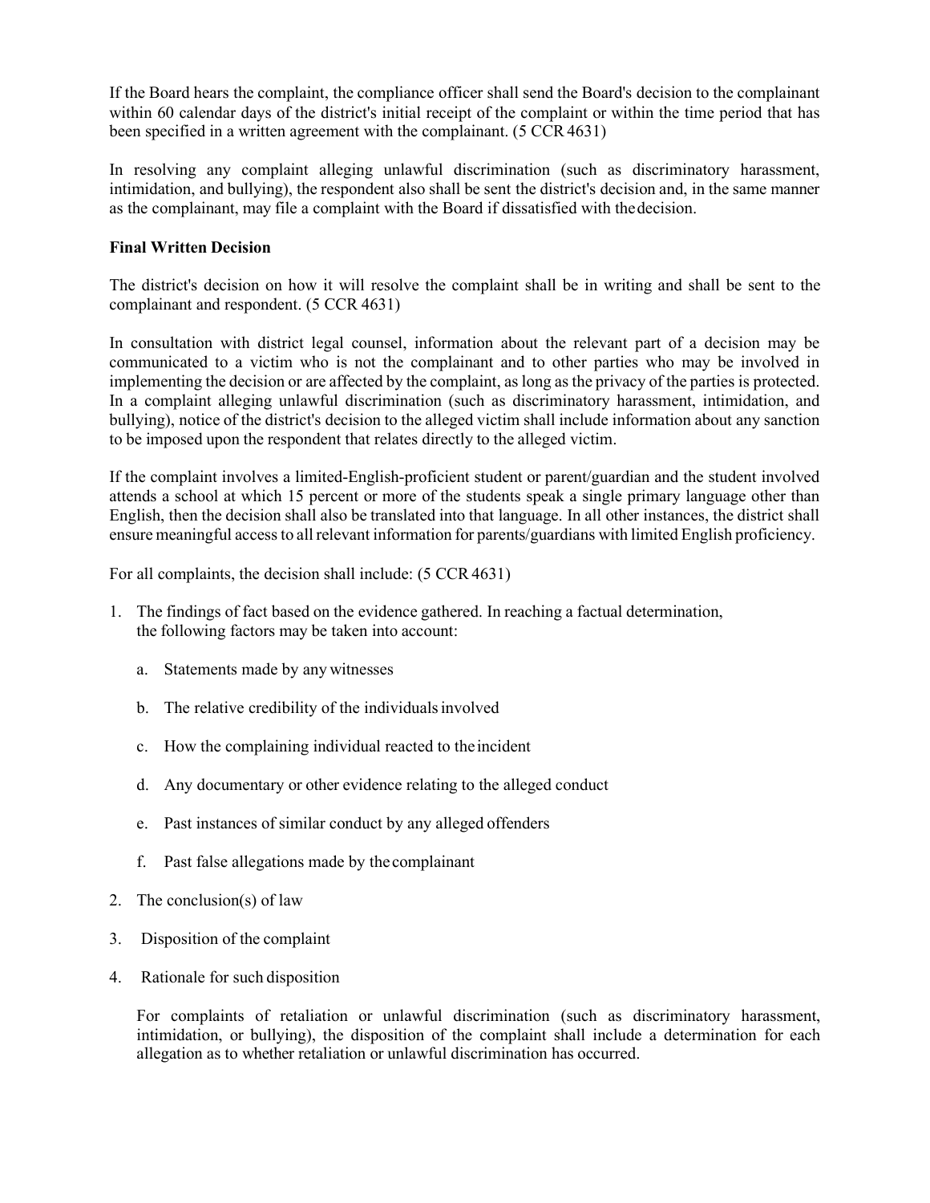If the Board hears the complaint, the compliance officer shall send the Board's decision to the complainant within 60 calendar days of the district's initial receipt of the complaint or within the time period that has been specified in a written agreement with the complainant. (5 CCR 4631)

In resolving any complaint alleging unlawful discrimination (such as discriminatory harassment, intimidation, and bullying), the respondent also shall be sent the district's decision and, in the same manner as the complainant, may file a complaint with the Board if dissatisfied with the decision.

**Final Written Decision**

The district's decision on how it will resolve the complaint shall be in writing and shall be sent to the complainant and respondent. (5 CCR 4631)

In consultation with district legal counsel, information about the relevant part of a decision may be communicated to a victim who is not the complainant and to other parties who may be involved in implementing the decision or are affected by the complaint, as long as the privacy of the parties is protected. In a complaint alleging unlawful discrimination (such as discriminatory harassment, intimidation, and bullying), notice of the district's decision to the alleged victim shall include information about any sanction to be imposed upon the respondent that relates directly to the alleged victim.

If the complaint involves a limited-English-proficient student or parent/guardian and the student involved attends a school at which 15 percent or more of the students speak a single primary language other than English, then the decision shall also be translated into that language. In all other instances, the district shall ensure meaningful access to all relevant information for parents/guardians with limited English proficiency.

For all complaints, the decision shall include: (5 CCR 4631)

1. The findings of fact based on the evidence gathered. In reaching a factual determination, the following factors may be taken into account:

   a. Statements made by any witnesses

   b. The relative credibility of the individuals involved

   c. How the complaining individual reacted to the incident

   d. Any documentary or other evidence relating to the alleged conduct

   e. Past instances of similar conduct by any alleged offenders

   f. Past false allegations made by the complainant

2. The conclusion(s) of law

3. Disposition of the complaint

4. Rationale for such disposition

   For complaints of retaliation or unlawful discrimination (such as discriminatory harassment, intimidation, or bullying), the disposition of the complaint shall include a determination for each allegation as to whether retaliation or unlawful discrimination has occurred.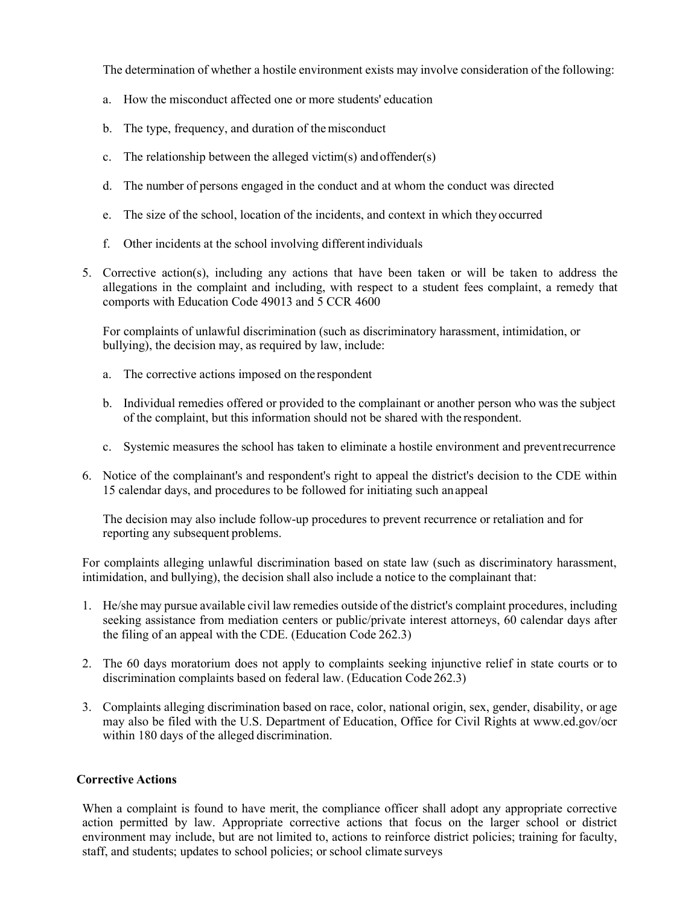The determination of whether a hostile environment exists may involve consideration of the following:

a. How the misconduct affected one or more students' education

b. The type, frequency, and duration of the misconduct

c. The relationship between the alleged victim(s) and offender(s)

d. The number of persons engaged in the conduct and at whom the conduct was directed

e. The size of the school, location of the incidents, and context in which they occurred

f. Other incidents at the school involving different individuals

5. Corrective action(s), including any actions that have been taken or will be taken to address the allegations in the complaint and including, with respect to a student fees complaint, a remedy that comports with Education Code 49013 and 5 CCR 4600

   For complaints of unlawful discrimination (such as discriminatory harassment, intimidation, or bullying), the decision may, as required by law, include:

   a. The corrective actions imposed on the respondent

   b. Individual remedies offered or provided to the complainant or another person who was the subject of the complaint, but this information should not be shared with the respondent.

   c. Systemic measures the school has taken to eliminate a hostile environment and prevent recurrence

6. Notice of the complainant's and respondent's right to appeal the district's decision to the CDE within 15 calendar days, and procedures to be followed for initiating such an appeal

   The decision may also include follow-up procedures to prevent recurrence or retaliation and for reporting any subsequent problems.

For complaints alleging unlawful discrimination based on state law (such as discriminatory harassment, intimidation, and bullying), the decision shall also include a notice to the complainant that:

1. He/she may pursue available civil law remedies outside of the district's complaint procedures, including seeking assistance from mediation centers or public/private interest attorneys, 60 calendar days after the filing of an appeal with the CDE. (Education Code 262.3)

2. The 60 days moratorium does not apply to complaints seeking injunctive relief in state courts or to discrimination complaints based on federal law. (Education Code 262.3)

3. Complaints alleging discrimination based on race, color, national origin, sex, gender, disability, or age may also be filed with the U.S. Department of Education, Office for Civil Rights at www.ed.gov/ocr within 180 days of the alleged discrimination.

**Corrective Actions**

When a complaint is found to have merit, the compliance officer shall adopt any appropriate corrective action permitted by law. Appropriate corrective actions that focus on the larger school or district environment may include, but are not limited to, actions to reinforce district policies; training for faculty, staff, and students; updates to school policies; or school climate surveys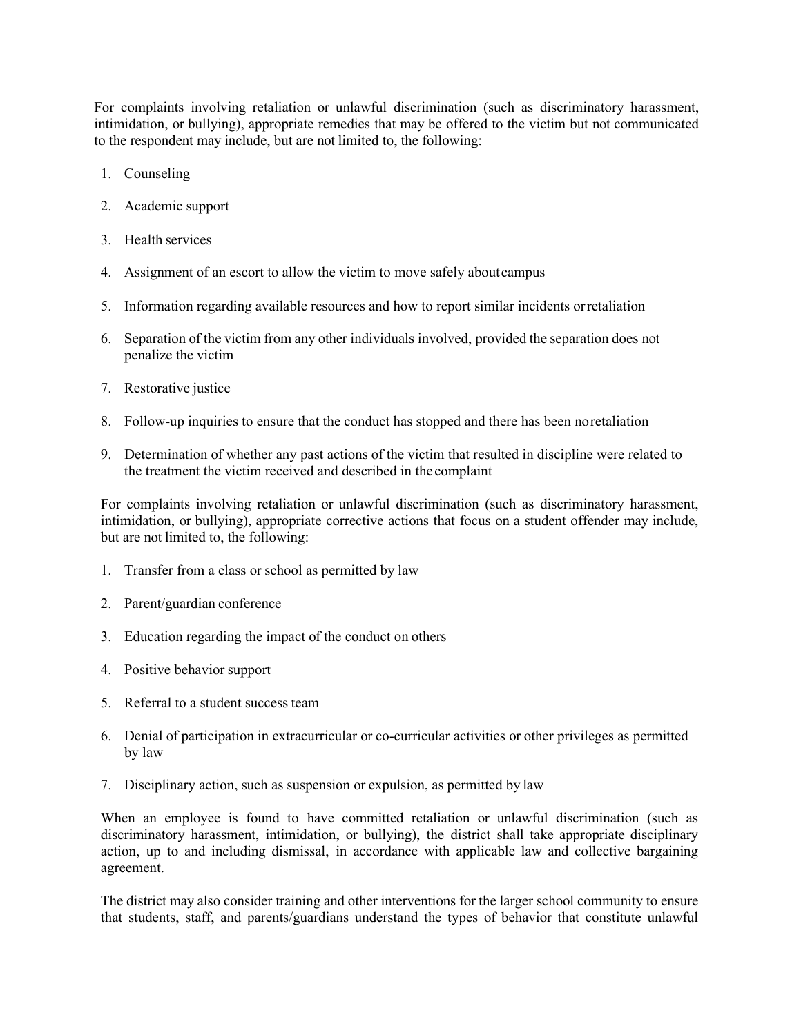For complaints involving retaliation or unlawful discrimination (such as discriminatory harassment, intimidation, or bullying), appropriate remedies that may be offered to the victim but not communicated to the respondent may include, but are not limited to, the following:

1. Counseling
2. Academic support
3. Health services
4. Assignment of an escort to allow the victim to move safely about campus
5. Information regarding available resources and how to report similar incidents or retaliation
6. Separation of the victim from any other individuals involved, provided the separation does not penalize the victim
7. Restorative justice
8. Follow-up inquiries to ensure that the conduct has stopped and there has been no retaliation
9. Determination of whether any past actions of the victim that resulted in discipline were related to the treatment the victim received and described in the complaint

For complaints involving retaliation or unlawful discrimination (such as discriminatory harassment, intimidation, or bullying), appropriate corrective actions that focus on a student offender may include, but are not limited to, the following:

1. Transfer from a class or school as permitted by law
2. Parent/guardian conference
3. Education regarding the impact of the conduct on others
4. Positive behavior support
5. Referral to a student success team
6. Denial of participation in extracurricular or co-curricular activities or other privileges as permitted by law
7. Disciplinary action, such as suspension or expulsion, as permitted by law

When an employee is found to have committed retaliation or unlawful discrimination (such as discriminatory harassment, intimidation, or bullying), the district shall take appropriate disciplinary action, up to and including dismissal, in accordance with applicable law and collective bargaining agreement.

The district may also consider training and other interventions for the larger school community to ensure that students, staff, and parents/guardians understand the types of behavior that constitute unlawful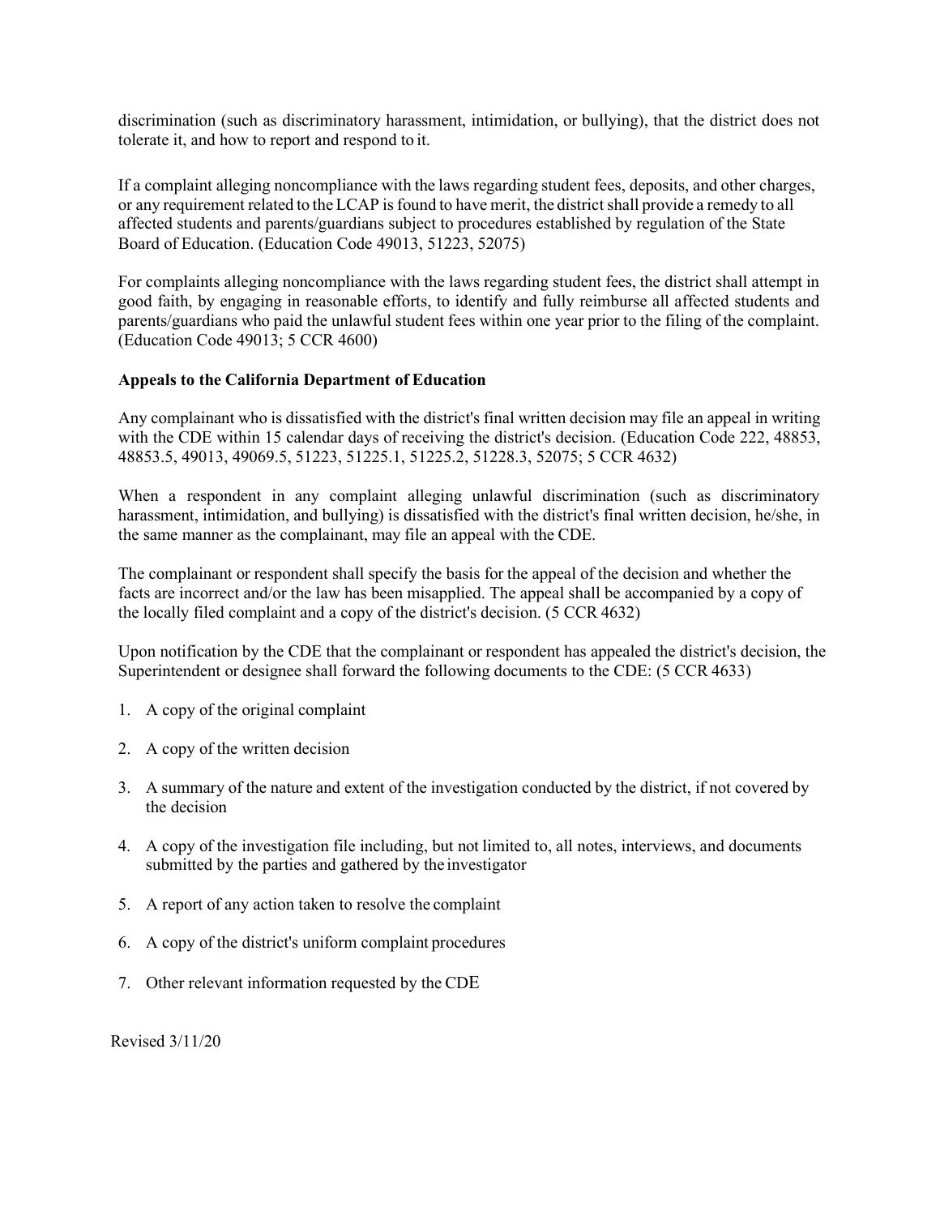discrimination (such as discriminatory harassment, intimidation, or bullying), that the district does not tolerate it, and how to report and respond to it.

If a complaint alleging noncompliance with the laws regarding student fees, deposits, and other charges, or any requirement related to the LCAP is found to have merit, the district shall provide a remedy to all affected students and parents/guardians subject to procedures established by regulation of the State Board of Education. (Education Code 49013, 51223, 52075)

For complaints alleging noncompliance with the laws regarding student fees, the district shall attempt in good faith, by engaging in reasonable efforts, to identify and fully reimburse all affected students and parents/guardians who paid the unlawful student fees within one year prior to the filing of the complaint. (Education Code 49013; 5 CCR 4600)

**Appeals to the California Department of Education**

Any complainant who is dissatisfied with the district's final written decision may file an appeal in writing with the CDE within 15 calendar days of receiving the district's decision. (Education Code 222, 48853, 48853.5, 49013, 49069.5, 51223, 51225.1, 51225.2, 51228.3, 52075; 5 CCR 4632)

When a respondent in any complaint alleging unlawful discrimination (such as discriminatory harassment, intimidation, and bullying) is dissatisfied with the district's final written decision, he/she, in the same manner as the complainant, may file an appeal with the CDE.

The complainant or respondent shall specify the basis for the appeal of the decision and whether the facts are incorrect and/or the law has been misapplied. The appeal shall be accompanied by a copy of the locally filed complaint and a copy of the district's decision. (5 CCR 4632)

Upon notification by the CDE that the complainant or respondent has appealed the district's decision, the Superintendent or designee shall forward the following documents to the CDE: (5 CCR 4633)

1. A copy of the original complaint
2. A copy of the written decision
3. A summary of the nature and extent of the investigation conducted by the district, if not covered by the decision
4. A copy of the investigation file including, but not limited to, all notes, interviews, and documents submitted by the parties and gathered by the investigator
5. A report of any action taken to resolve the complaint
6. A copy of the district's uniform complaint procedures
7. Other relevant information requested by the CDE

Revised 3/11/20